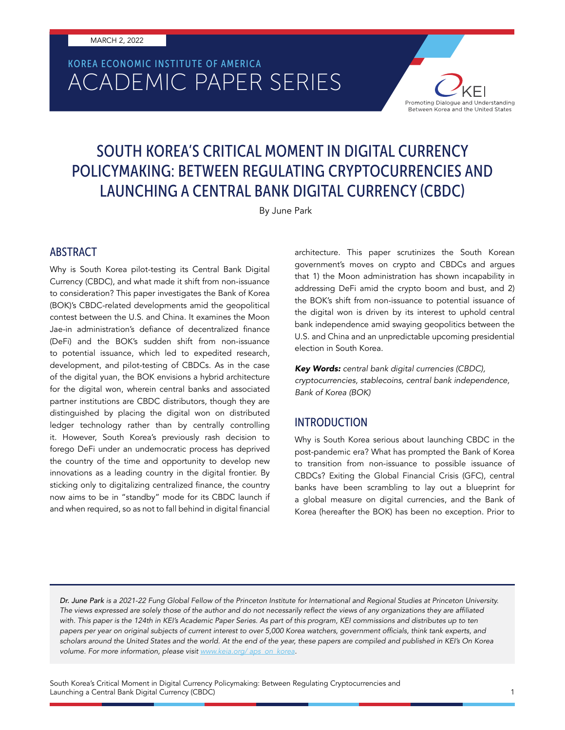MARCH 2, 2022

KOREA ECONOMIC INSTITUTE OF AMERICA
ACADEMIC PAPER SERIES

# SOUTH KOREA'S CRITICAL MOMENT IN DIGITAL CURRENCY POLICYMAKING: BETWEEN REGULATING CRYPTOCURRENCIES AND LAUNCHING A CENTRAL BANK DIGITAL CURRENCY (CBDC)

By June Park

## ABSTRACT

Why is South Korea pilot-testing its Central Bank Digital Currency (CBDC), and what made it shift from non-issuance to consideration? This paper investigates the Bank of Korea (BOK)'s CBDC-related developments amid the geopolitical contest between the U.S. and China. It examines the Moon Jae-in administration's defiance of decentralized finance (DeFi) and the BOK's sudden shift from non-issuance to potential issuance, which led to expedited research, development, and pilot-testing of CBDCs. As in the case of the digital yuan, the BOK envisions a hybrid architecture for the digital won, wherein central banks and associated partner institutions are CBDC distributors, though they are distinguished by placing the digital won on distributed ledger technology rather than by centrally controlling it. However, South Korea's previously rash decision to forego DeFi under an undemocratic process has deprived the country of the time and opportunity to develop new innovations as a leading country in the digital frontier. By sticking only to digitalizing centralized finance, the country now aims to be in "standby" mode for its CBDC launch if and when required, so as not to fall behind in digital financial architecture. This paper scrutinizes the South Korean government's moves on crypto and CBDCs and argues that 1) the Moon administration has shown incapability in addressing DeFi amid the crypto boom and bust, and 2) the BOK's shift from non-issuance to potential issuance of the digital won is driven by its interest to uphold central bank independence amid swaying geopolitics between the U.S. and China and an unpredictable upcoming presidential election in South Korea.

***Key Words:*** *central bank digital currencies (CBDC), cryptocurrencies, stablecoins, central bank independence, Bank of Korea (BOK)*

## INTRODUCTION

Why is South Korea serious about launching CBDC in the post-pandemic era? What has prompted the Bank of Korea to transition from non-issuance to possible issuance of CBDCs? Exiting the Global Financial Crisis (GFC), central banks have been scrambling to lay out a blueprint for a global measure on digital currencies, and the Bank of Korea (hereafter the BOK) has been no exception. Prior to

---

*Dr. June Park is a 2021-22 Fung Global Fellow of the Princeton Institute for International and Regional Studies at Princeton University. The views expressed are solely those of the author and do not necessarily reflect the views of any organizations they are affiliated with. This paper is the 124th in KEI's Academic Paper Series. As part of this program, KEI commissions and distributes up to ten papers per year on original subjects of current interest to over 5,000 Korea watchers, government officials, think tank experts, and scholars around the United States and the world. At the end of the year, these papers are compiled and published in KEI's On Korea volume. For more information, please visit [www.keia.org/ aps_on_korea](www.keia.org/aps_on_korea).*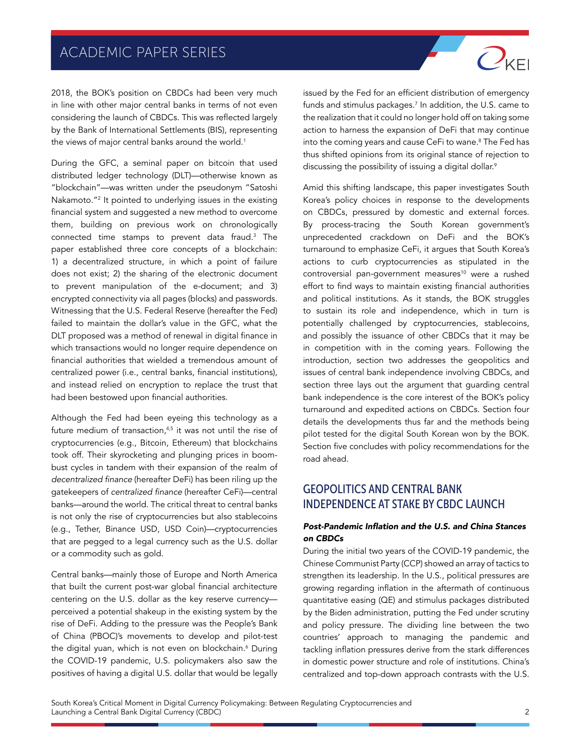2018, the BOK's position on CBDCs had been very much in line with other major central banks in terms of not even considering the launch of CBDCs. This was reflected largely by the Bank of International Settlements (BIS), representing the views of major central banks around the world.[1]

During the GFC, a seminal paper on bitcoin that used distributed ledger technology (DLT)—otherwise known as "blockchain"—was written under the pseudonym "Satoshi Nakamoto."[2] It pointed to underlying issues in the existing financial system and suggested a new method to overcome them, building on previous work on chronologically connected time stamps to prevent data fraud.[3] The paper established three core concepts of a blockchain: 1) a decentralized structure, in which a point of failure does not exist; 2) the sharing of the electronic document to prevent manipulation of the e-document; and 3) encrypted connectivity via all pages (blocks) and passwords. Witnessing that the U.S. Federal Reserve (hereafter the Fed) failed to maintain the dollar's value in the GFC, what the DLT proposed was a method of renewal in digital finance in which transactions would no longer require dependence on financial authorities that wielded a tremendous amount of centralized power (i.e., central banks, financial institutions), and instead relied on encryption to replace the trust that had been bestowed upon financial authorities.

Although the Fed had been eyeing this technology as a future medium of transaction,[4,5] it was not until the rise of cryptocurrencies (e.g., Bitcoin, Ethereum) that blockchains took off. Their skyrocketing and plunging prices in boom-bust cycles in tandem with their expansion of the realm of *decentralized finance* (hereafter DeFi) has been riling up the gatekeepers of *centralized finance* (hereafter CeFi)—central banks—around the world. The critical threat to central banks is not only the rise of cryptocurrencies but also stablecoins (e.g., Tether, Binance USD, USD Coin)—cryptocurrencies that are pegged to a legal currency such as the U.S. dollar or a commodity such as gold.

Central banks—mainly those of Europe and North America that built the current post-war global financial architecture centering on the U.S. dollar as the key reserve currency—perceived a potential shakeup in the existing system by the rise of DeFi. Adding to the pressure was the People's Bank of China (PBOC)'s movements to develop and pilot-test the digital yuan, which is not even on blockchain.[6] During the COVID-19 pandemic, U.S. policymakers also saw the positives of having a digital U.S. dollar that would be legally issued by the Fed for an efficient distribution of emergency funds and stimulus packages.[7] In addition, the U.S. came to the realization that it could no longer hold off on taking some action to harness the expansion of DeFi that may continue into the coming years and cause CeFi to wane.[8] The Fed has thus shifted opinions from its original stance of rejection to discussing the possibility of issuing a digital dollar.[9]

Amid this shifting landscape, this paper investigates South Korea's policy choices in response to the developments on CBDCs, pressured by domestic and external forces. By process-tracing the South Korean government's unprecedented crackdown on DeFi and the BOK's turnaround to emphasize CeFi, it argues that South Korea's actions to curb cryptocurrencies as stipulated in the controversial pan-government measures[10] were a rushed effort to find ways to maintain existing financial authorities and political institutions. As it stands, the BOK struggles to sustain its role and independence, which in turn is potentially challenged by cryptocurrencies, stablecoins, and possibly the issuance of other CBDCs that it may be in competition with in the coming years. Following the introduction, section two addresses the geopolitics and issues of central bank independence involving CBDCs, and section three lays out the argument that guarding central bank independence is the core interest of the BOK's policy turnaround and expedited actions on CBDCs. Section four details the developments thus far and the methods being pilot tested for the digital South Korean won by the BOK. Section five concludes with policy recommendations for the road ahead.

## GEOPOLITICS AND CENTRAL BANK INDEPENDENCE AT STAKE BY CBDC LAUNCH

### *Post-Pandemic Inflation and the U.S. and China Stances on CBDCs*

During the initial two years of the COVID-19 pandemic, the Chinese Communist Party (CCP) showed an array of tactics to strengthen its leadership. In the U.S., political pressures are growing regarding inflation in the aftermath of continuous quantitative easing (QE) and stimulus packages distributed by the Biden administration, putting the Fed under scrutiny and policy pressure. The dividing line between the two countries' approach to managing the pandemic and tackling inflation pressures derive from the stark differences in domestic power structure and role of institutions. China's centralized and top-down approach contrasts with the U.S.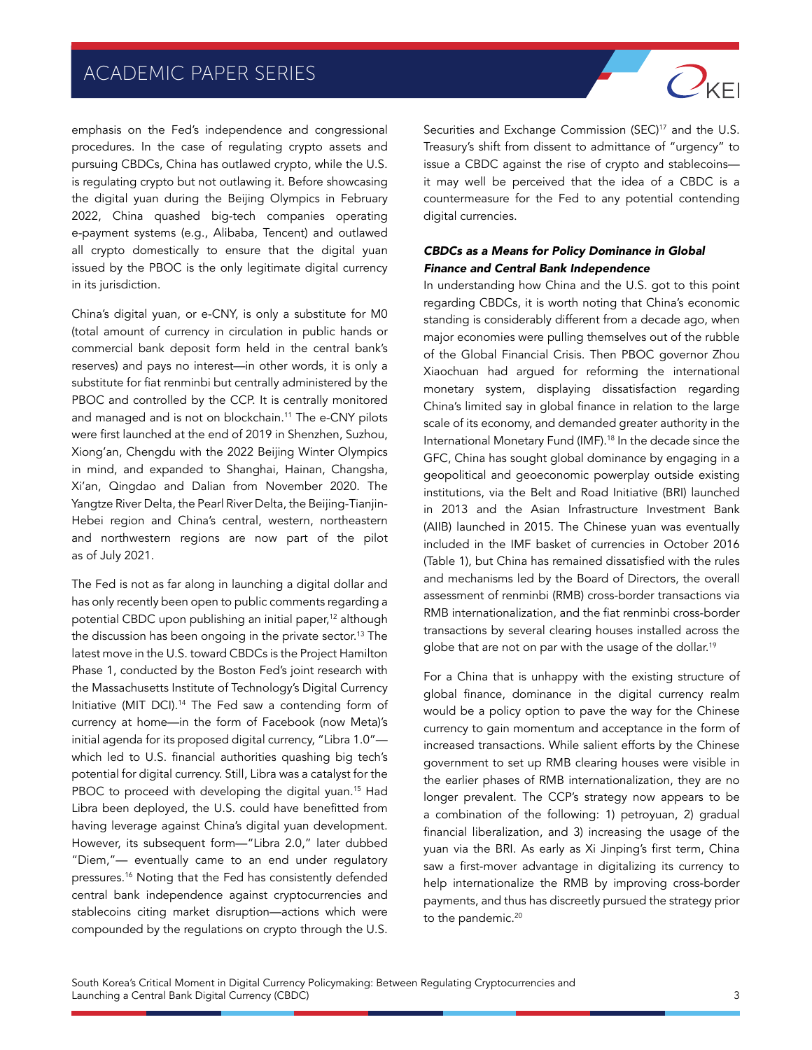emphasis on the Fed's independence and congressional procedures. In the case of regulating crypto assets and pursuing CBDCs, China has outlawed crypto, while the U.S. is regulating crypto but not outlawing it. Before showcasing the digital yuan during the Beijing Olympics in February 2022, China quashed big-tech companies operating e-payment systems (e.g., Alibaba, Tencent) and outlawed all crypto domestically to ensure that the digital yuan issued by the PBOC is the only legitimate digital currency in its jurisdiction.

China's digital yuan, or e-CNY, is only a substitute for M0 (total amount of currency in circulation in public hands or commercial bank deposit form held in the central bank's reserves) and pays no interest—in other words, it is only a substitute for fiat renminbi but centrally administered by the PBOC and controlled by the CCP. It is centrally monitored and managed and is not on blockchain.[11] The e-CNY pilots were first launched at the end of 2019 in Shenzhen, Suzhou, Xiong'an, Chengdu with the 2022 Beijing Winter Olympics in mind, and expanded to Shanghai, Hainan, Changsha, Xi'an, Qingdao and Dalian from November 2020. The Yangtze River Delta, the Pearl River Delta, the Beijing-Tianjin-Hebei region and China's central, western, northeastern and northwestern regions are now part of the pilot as of July 2021.

The Fed is not as far along in launching a digital dollar and has only recently been open to public comments regarding a potential CBDC upon publishing an initial paper,[12] although the discussion has been ongoing in the private sector.[13] The latest move in the U.S. toward CBDCs is the Project Hamilton Phase 1, conducted by the Boston Fed's joint research with the Massachusetts Institute of Technology's Digital Currency Initiative (MIT DCI).[14] The Fed saw a contending form of currency at home—in the form of Facebook (now Meta)'s initial agenda for its proposed digital currency, "Libra 1.0"—which led to U.S. financial authorities quashing big tech's potential for digital currency. Still, Libra was a catalyst for the PBOC to proceed with developing the digital yuan.[15] Had Libra been deployed, the U.S. could have benefitted from having leverage against China's digital yuan development. However, its subsequent form—"Libra 2.0," later dubbed "Diem,"— eventually came to an end under regulatory pressures.[16] Noting that the Fed has consistently defended central bank independence against cryptocurrencies and stablecoins citing market disruption—actions which were compounded by the regulations on crypto through the U.S. Securities and Exchange Commission (SEC)[17] and the U.S. Treasury's shift from dissent to admittance of "urgency" to issue a CBDC against the rise of crypto and stablecoins—it may well be perceived that the idea of a CBDC is a countermeasure for the Fed to any potential contending digital currencies.

### *CBDCs as a Means for Policy Dominance in Global Finance and Central Bank Independence*

In understanding how China and the U.S. got to this point regarding CBDCs, it is worth noting that China's economic standing is considerably different from a decade ago, when major economies were pulling themselves out of the rubble of the Global Financial Crisis. Then PBOC governor Zhou Xiaochuan had argued for reforming the international monetary system, displaying dissatisfaction regarding China's limited say in global finance in relation to the large scale of its economy, and demanded greater authority in the International Monetary Fund (IMF).[18] In the decade since the GFC, China has sought global dominance by engaging in a geopolitical and geoeconomic powerplay outside existing institutions, via the Belt and Road Initiative (BRI) launched in 2013 and the Asian Infrastructure Investment Bank (AIIB) launched in 2015. The Chinese yuan was eventually included in the IMF basket of currencies in October 2016 (Table 1), but China has remained dissatisfied with the rules and mechanisms led by the Board of Directors, the overall assessment of renminbi (RMB) cross-border transactions via RMB internationalization, and the fiat renminbi cross-border transactions by several clearing houses installed across the globe that are not on par with the usage of the dollar.[19]

For a China that is unhappy with the existing structure of global finance, dominance in the digital currency realm would be a policy option to pave the way for the Chinese currency to gain momentum and acceptance in the form of increased transactions. While salient efforts by the Chinese government to set up RMB clearing houses were visible in the earlier phases of RMB internationalization, they are no longer prevalent. The CCP's strategy now appears to be a combination of the following: 1) petroyuan, 2) gradual financial liberalization, and 3) increasing the usage of the yuan via the BRI. As early as Xi Jinping's first term, China saw a first-mover advantage in digitalizing its currency to help internationalize the RMB by improving cross-border payments, and thus has discreetly pursued the strategy prior to the pandemic.[20]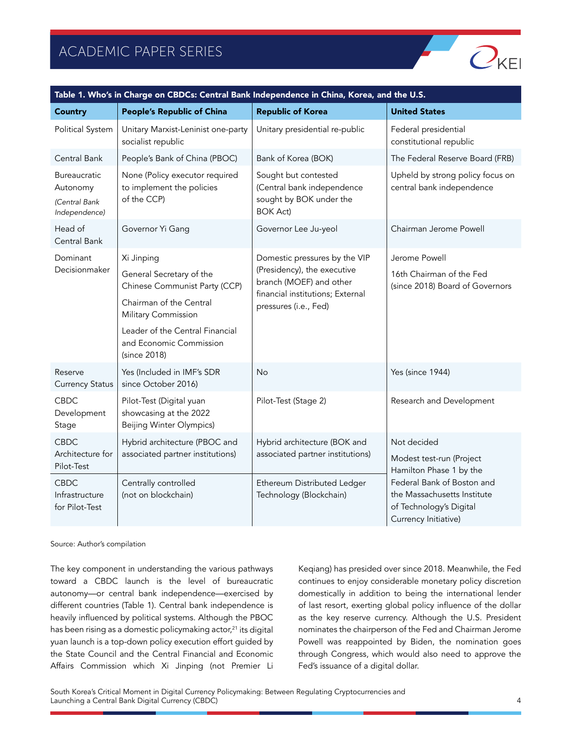| Table 1. Who's in Charge on CBDCs: Central Bank Independence in China, Korea, and the U.S. | | | |
|---|---|---|---|
| **Country** | **People's Republic of China** | **Republic of Korea** | **United States** |
| Political System | Unitary Marxist-Leninist one-party socialist republic | Unitary presidential re-public | Federal presidential constitutional republic |
| Central Bank | People's Bank of China (PBOC) | Bank of Korea (BOK) | The Federal Reserve Board (FRB) |
| Bureaucratic Autonomy *(Central Bank Independence)* | None (Policy executor required to implement the policies of the CCP) | Sought but contested (Central bank independence sought by BOK under the BOK Act) | Upheld by strong policy focus on central bank independence |
| Head of Central Bank | Governor Yi Gang | Governor Lee Ju-yeol | Chairman Jerome Powell |
| Dominant Decisionmaker | Xi Jinping<br>General Secretary of the Chinese Communist Party (CCP)<br>Chairman of the Central Military Commission<br>Leader of the Central Financial and Economic Commission (since 2018) | Domestic pressures by the VIP (Presidency), the executive branch (MOEF) and other financial institutions; External pressures (i.e., Fed) | Jerome Powell<br>16th Chairman of the Fed (since 2018) Board of Governors |
| Reserve Currency Status | Yes (Included in IMF's SDR since October 2016) | No | Yes (since 1944) |
| CBDC Development Stage | Pilot-Test (Digital yuan showcasing at the 2022 Beijing Winter Olympics) | Pilot-Test (Stage 2) | Research and Development |
| CBDC Architecture for Pilot-Test | Hybrid architecture (PBOC and associated partner institutions) | Hybrid architecture (BOK and associated partner institutions) | Not decided<br>Modest test-run (Project Hamilton Phase 1 by the Federal Bank of Boston and the Massachusetts Institute of Technology's Digital Currency Initiative) |
| CBDC Infrastructure for Pilot-Test | Centrally controlled (not on blockchain) | Ethereum Distributed Ledger Technology (Blockchain) | |

Source: Author's compilation

The key component in understanding the various pathways toward a CBDC launch is the level of bureaucratic autonomy—or central bank independence—exercised by different countries (Table 1). Central bank independence is heavily influenced by political systems. Although the PBOC has been rising as a domestic policymaking actor,[21] its digital yuan launch is a top-down policy execution effort guided by the State Council and the Central Financial and Economic Affairs Commission which Xi Jinping (not Premier Li Keqiang) has presided over since 2018. Meanwhile, the Fed continues to enjoy considerable monetary policy discretion domestically in addition to being the international lender of last resort, exerting global policy influence of the dollar as the key reserve currency. Although the U.S. President nominates the chairperson of the Fed and Chairman Jerome Powell was reappointed by Biden, the nomination goes through Congress, which would also need to approve the Fed's issuance of a digital dollar.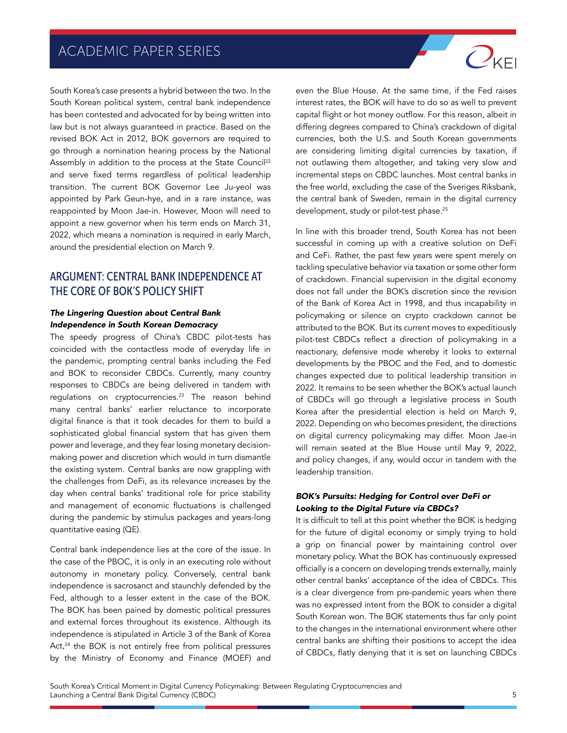South Korea's case presents a hybrid between the two. In the South Korean political system, central bank independence has been contested and advocated for by being written into law but is not always guaranteed in practice. Based on the revised BOK Act in 2012, BOK governors are required to go through a nomination hearing process by the National Assembly in addition to the process at the State Council[22] and serve fixed terms regardless of political leadership transition. The current BOK Governor Lee Ju-yeol was appointed by Park Geun-hye, and in a rare instance, was reappointed by Moon Jae-in. However, Moon will need to appoint a new governor when his term ends on March 31, 2022, which means a nomination is required in early March, around the presidential election on March 9.

## ARGUMENT: CENTRAL BANK INDEPENDENCE AT THE CORE OF BOK'S POLICY SHIFT

### *The Lingering Question about Central Bank Independence in South Korean Democracy*

The speedy progress of China's CBDC pilot-tests has coincided with the contactless mode of everyday life in the pandemic, prompting central banks including the Fed and BOK to reconsider CBDCs. Currently, many country responses to CBDCs are being delivered in tandem with regulations on cryptocurrencies.[23] The reason behind many central banks' earlier reluctance to incorporate digital finance is that it took decades for them to build a sophisticated global financial system that has given them power and leverage, and they fear losing monetary decision-making power and discretion which would in turn dismantle the existing system. Central banks are now grappling with the challenges from DeFi, as its relevance increases by the day when central banks' traditional role for price stability and management of economic fluctuations is challenged during the pandemic by stimulus packages and years-long quantitative easing (QE).

Central bank independence lies at the core of the issue. In the case of the PBOC, it is only in an executing role without autonomy in monetary policy. Conversely, central bank independence is sacrosanct and staunchly defended by the Fed, although to a lesser extent in the case of the BOK. The BOK has been pained by domestic political pressures and external forces throughout its existence. Although its independence is stipulated in Article 3 of the Bank of Korea Act,[24] the BOK is not entirely free from political pressures by the Ministry of Economy and Finance (MOEF) and even the Blue House. At the same time, if the Fed raises interest rates, the BOK will have to do so as well to prevent capital flight or hot money outflow. For this reason, albeit in differing degrees compared to China's crackdown of digital currencies, both the U.S. and South Korean governments are considering limiting digital currencies by taxation, if not outlawing them altogether, and taking very slow and incremental steps on CBDC launches. Most central banks in the free world, excluding the case of the Sveriges Riksbank, the central bank of Sweden, remain in the digital currency development, study or pilot-test phase.[25]

In line with this broader trend, South Korea has not been successful in coming up with a creative solution on DeFi and CeFi. Rather, the past few years were spent merely on tackling speculative behavior via taxation or some other form of crackdown. Financial supervision in the digital economy does not fall under the BOK's discretion since the revision of the Bank of Korea Act in 1998, and thus incapability in policymaking or silence on crypto crackdown cannot be attributed to the BOK. But its current moves to expeditiously pilot-test CBDCs reflect a direction of policymaking in a reactionary, defensive mode whereby it looks to external developments by the PBOC and the Fed, and to domestic changes expected due to political leadership transition in 2022. It remains to be seen whether the BOK's actual launch of CBDCs will go through a legislative process in South Korea after the presidential election is held on March 9, 2022. Depending on who becomes president, the directions on digital currency policymaking may differ. Moon Jae-in will remain seated at the Blue House until May 9, 2022, and policy changes, if any, would occur in tandem with the leadership transition.

### *BOK's Pursuits: Hedging for Control over DeFi or Looking to the Digital Future via CBDCs?*

It is difficult to tell at this point whether the BOK is hedging for the future of digital economy or simply trying to hold a grip on financial power by maintaining control over monetary policy. What the BOK has continuously expressed officially is a concern on developing trends externally, mainly other central banks' acceptance of the idea of CBDCs. This is a clear divergence from pre-pandemic years when there was no expressed intent from the BOK to consider a digital South Korean won. The BOK statements thus far only point to the changes in the international environment where other central banks are shifting their positions to accept the idea of CBDCs, flatly denying that it is set on launching CBDCs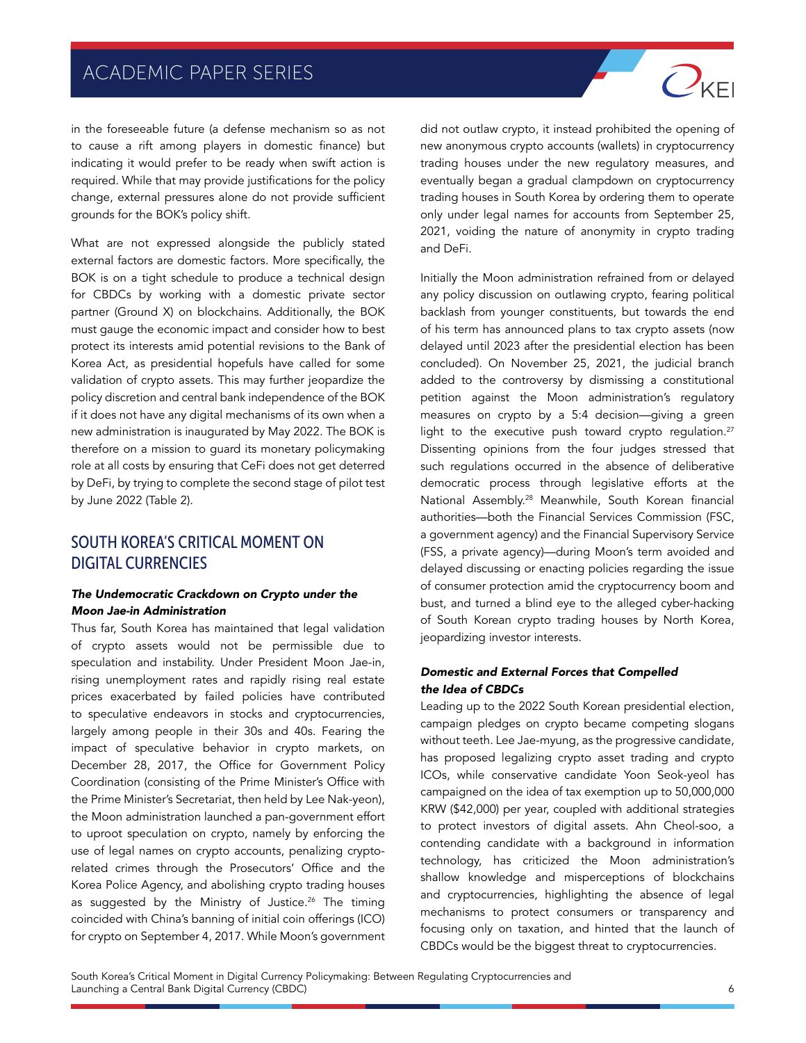in the foreseeable future (a defense mechanism so as not to cause a rift among players in domestic finance) but indicating it would prefer to be ready when swift action is required. While that may provide justifications for the policy change, external pressures alone do not provide sufficient grounds for the BOK's policy shift.

What are not expressed alongside the publicly stated external factors are domestic factors. More specifically, the BOK is on a tight schedule to produce a technical design for CBDCs by working with a domestic private sector partner (Ground X) on blockchains. Additionally, the BOK must gauge the economic impact and consider how to best protect its interests amid potential revisions to the Bank of Korea Act, as presidential hopefuls have called for some validation of crypto assets. This may further jeopardize the policy discretion and central bank independence of the BOK if it does not have any digital mechanisms of its own when a new administration is inaugurated by May 2022. The BOK is therefore on a mission to guard its monetary policymaking role at all costs by ensuring that CeFi does not get deterred by DeFi, by trying to complete the second stage of pilot test by June 2022 (Table 2).

## SOUTH KOREA'S CRITICAL MOMENT ON DIGITAL CURRENCIES

### *The Undemocratic Crackdown on Crypto under the Moon Jae-in Administration*

Thus far, South Korea has maintained that legal validation of crypto assets would not be permissible due to speculation and instability. Under President Moon Jae-in, rising unemployment rates and rapidly rising real estate prices exacerbated by failed policies have contributed to speculative endeavors in stocks and cryptocurrencies, largely among people in their 30s and 40s. Fearing the impact of speculative behavior in crypto markets, on December 28, 2017, the Office for Government Policy Coordination (consisting of the Prime Minister's Office with the Prime Minister's Secretariat, then held by Lee Nak-yeon), the Moon administration launched a pan-government effort to uproot speculation on crypto, namely by enforcing the use of legal names on crypto accounts, penalizing crypto-related crimes through the Prosecutors' Office and the Korea Police Agency, and abolishing crypto trading houses as suggested by the Ministry of Justice.[26] The timing coincided with China's banning of initial coin offerings (ICO) for crypto on September 4, 2017. While Moon's government did not outlaw crypto, it instead prohibited the opening of new anonymous crypto accounts (wallets) in cryptocurrency trading houses under the new regulatory measures, and eventually began a gradual clampdown on cryptocurrency trading houses in South Korea by ordering them to operate only under legal names for accounts from September 25, 2021, voiding the nature of anonymity in crypto trading and DeFi.

Initially the Moon administration refrained from or delayed any policy discussion on outlawing crypto, fearing political backlash from younger constituents, but towards the end of his term has announced plans to tax crypto assets (now delayed until 2023 after the presidential election has been concluded). On November 25, 2021, the judicial branch added to the controversy by dismissing a constitutional petition against the Moon administration's regulatory measures on crypto by a 5:4 decision—giving a green light to the executive push toward crypto regulation.[27] Dissenting opinions from the four judges stressed that such regulations occurred in the absence of deliberative democratic process through legislative efforts at the National Assembly.[28] Meanwhile, South Korean financial authorities—both the Financial Services Commission (FSC, a government agency) and the Financial Supervisory Service (FSS, a private agency)—during Moon's term avoided and delayed discussing or enacting policies regarding the issue of consumer protection amid the cryptocurrency boom and bust, and turned a blind eye to the alleged cyber-hacking of South Korean crypto trading houses by North Korea, jeopardizing investor interests.

### *Domestic and External Forces that Compelled the Idea of CBDCs*

Leading up to the 2022 South Korean presidential election, campaign pledges on crypto became competing slogans without teeth. Lee Jae-myung, as the progressive candidate, has proposed legalizing crypto asset trading and crypto ICOs, while conservative candidate Yoon Seok-yeol has campaigned on the idea of tax exemption up to 50,000,000 KRW ($42,000) per year, coupled with additional strategies to protect investors of digital assets. Ahn Cheol-soo, a contending candidate with a background in information technology, has criticized the Moon administration's shallow knowledge and misperceptions of blockchains and cryptocurrencies, highlighting the absence of legal mechanisms to protect consumers or transparency and focusing only on taxation, and hinted that the launch of CBDCs would be the biggest threat to cryptocurrencies.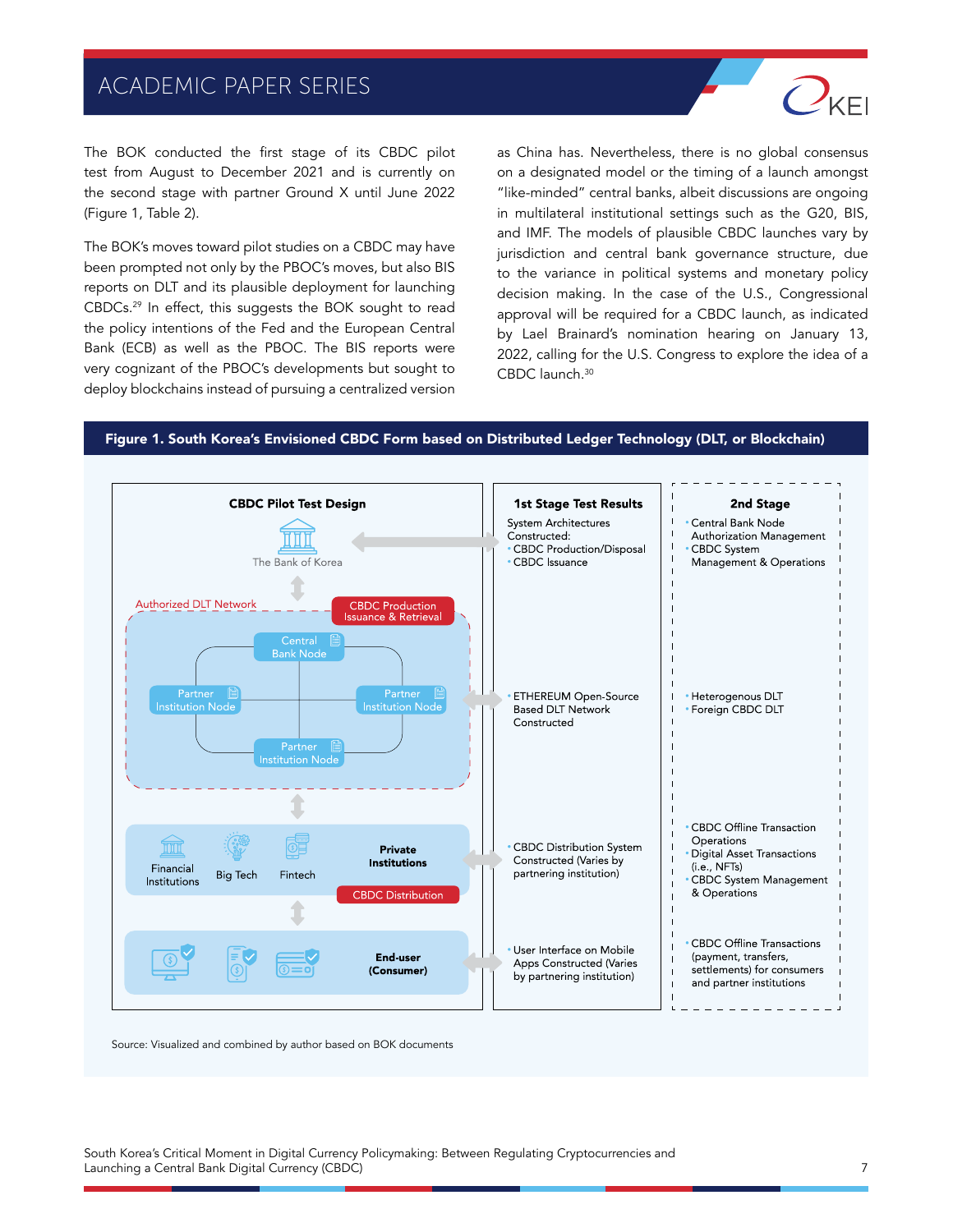The BOK conducted the first stage of its CBDC pilot test from August to December 2021 and is currently on the second stage with partner Ground X until June 2022 (Figure 1, Table 2).

The BOK's moves toward pilot studies on a CBDC may have been prompted not only by the PBOC's moves, but also BIS reports on DLT and its plausible deployment for launching CBDCs.[29] In effect, this suggests the BOK sought to read the policy intentions of the Fed and the European Central Bank (ECB) as well as the PBOC. The BIS reports were very cognizant of the PBOC's developments but sought to deploy blockchains instead of pursuing a centralized version as China has. Nevertheless, there is no global consensus on a designated model or the timing of a launch amongst "like-minded" central banks, albeit discussions are ongoing in multilateral institutional settings such as the G20, BIS, and IMF. The models of plausible CBDC launches vary by jurisdiction and central bank governance structure, due to the variance in political systems and monetary policy decision making. In the case of the U.S., Congressional approval will be required for a CBDC launch, as indicated by Lael Brainard's nomination hearing on January 13, 2022, calling for the U.S. Congress to explore the idea of a CBDC launch.[30]

**Figure 1. South Korea's Envisioned CBDC Form based on Distributed Ledger Technology (DLT, or Blockchain)**

| CBDC Pilot Test Design | 1st Stage Test Results | 2nd Stage |
|---|---|---|
| The Bank of Korea | System Architectures Constructed: • CBDC Production/Disposal • CBDC Issuance | • Central Bank Node Authorization Management • CBDC System Management & Operations |
| Authorized DLT Network (CBDC Production Issuance & Retrieval): Central Bank Node; Partner Institution Node; Partner Institution Node; Partner Institution Node | • ETHEREUM Open-Source Based DLT Network Constructed | • Heterogenous DLT • Foreign CBDC DLT |
| Private Institutions (CBDC Distribution): Financial Institutions; Big Tech; Fintech | • CBDC Distribution System Constructed (Varies by partnering institution) | • CBDC Offline Transaction Operations • Digital Asset Transactions (i.e., NFTs) • CBDC System Management & Operations |
| End-user (Consumer) | • User Interface on Mobile Apps Constructed (Varies by partnering institution) | • CBDC Offline Transactions (payment, transfers, settlements) for consumers and partner institutions |

Source: Visualized and combined by author based on BOK documents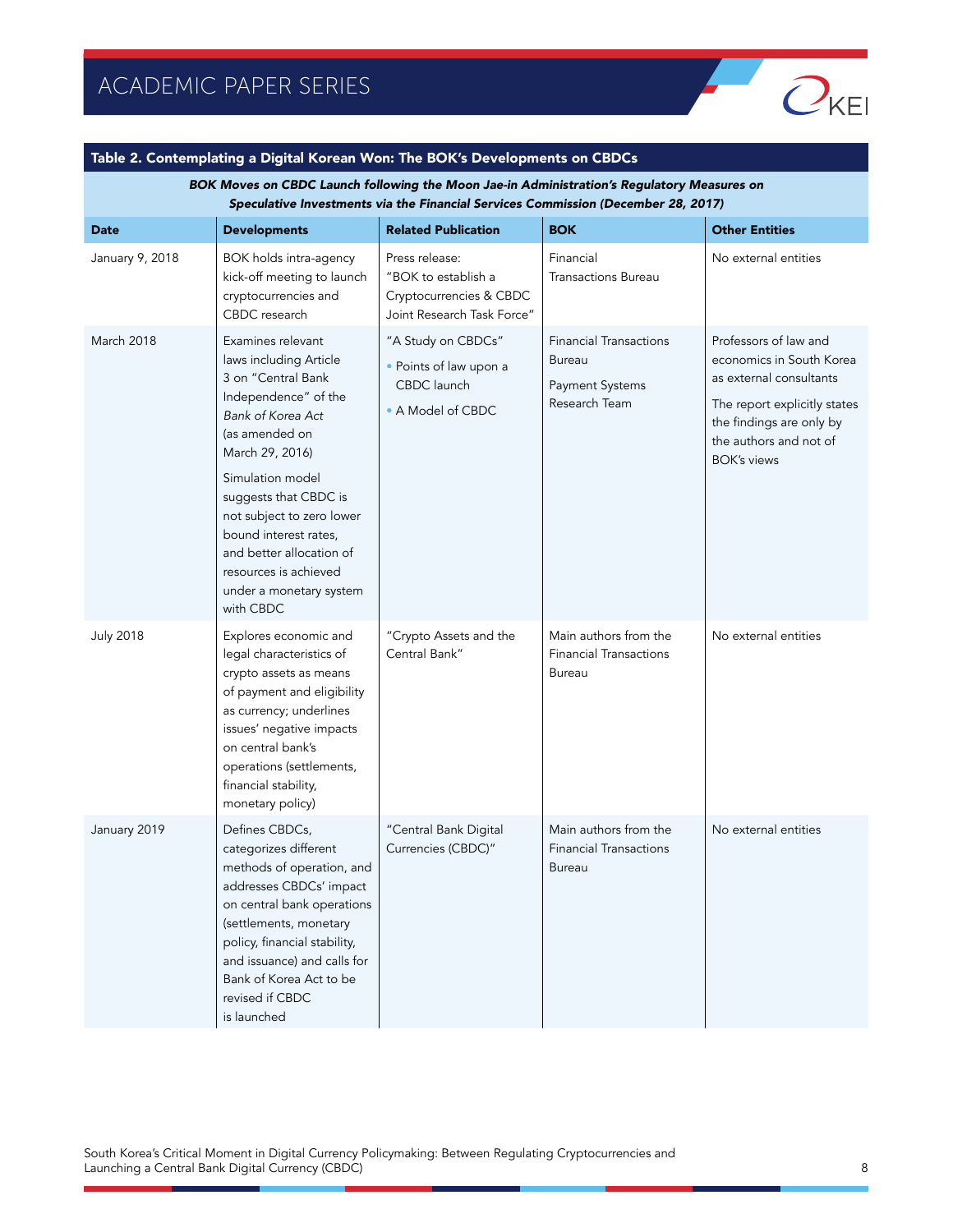**Table 2. Contemplating a Digital Korean Won: The BOK's Developments on CBDCs**

| *BOK Moves on CBDC Launch following the Moon Jae-in Administration's Regulatory Measures on Speculative Investments via the Financial Services Commission (December 28, 2017)* | | | | |
|---|---|---|---|---|
| **Date** | **Developments** | **Related Publication** | **BOK** | **Other Entities** |
| January 9, 2018 | BOK holds intra-agency kick-off meeting to launch cryptocurrencies and CBDC research | Press release: "BOK to establish a Cryptocurrencies & CBDC Joint Research Task Force" | Financial Transactions Bureau | No external entities |
| March 2018 | Examines relevant laws including Article 3 on "Central Bank Independence" of the *Bank of Korea Act* (as amended on March 29, 2016)<br><br>Simulation model suggests that CBDC is not subject to zero lower bound interest rates, and better allocation of resources is achieved under a monetary system with CBDC | "A Study on CBDCs"<br>• Points of law upon a CBDC launch<br>• A Model of CBDC | Financial Transactions Bureau<br><br>Payment Systems Research Team | Professors of law and economics in South Korea as external consultants<br><br>The report explicitly states the findings are only by the authors and not of BOK's views |
| July 2018 | Explores economic and legal characteristics of crypto assets as means of payment and eligibility as currency; underlines issues' negative impacts on central bank's operations (settlements, financial stability, monetary policy) | "Crypto Assets and the Central Bank" | Main authors from the Financial Transactions Bureau | No external entities |
| January 2019 | Defines CBDCs, categorizes different methods of operation, and addresses CBDCs' impact on central bank operations (settlements, monetary policy, financial stability, and issuance) and calls for Bank of Korea Act to be revised if CBDC is launched | "Central Bank Digital Currencies (CBDC)" | Main authors from the Financial Transactions Bureau | No external entities |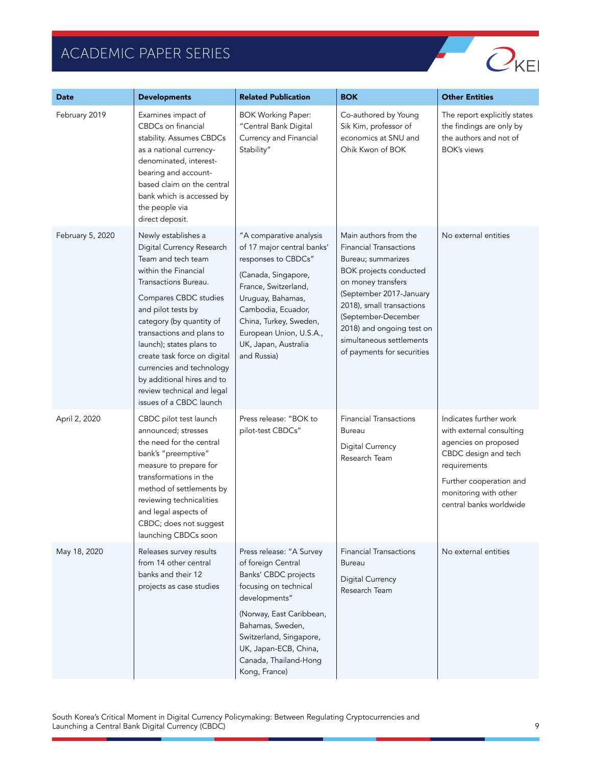| Date | Developments | Related Publication | BOK | Other Entities |
|---|---|---|---|---|
| February 2019 | Examines impact of CBDCs on financial stability. Assumes CBDCs as a national currency-denominated, interest-bearing and account-based claim on the central bank which is accessed by the people via direct deposit. | BOK Working Paper: "Central Bank Digital Currency and Financial Stability" | Co-authored by Young Sik Kim, professor of economics at SNU and Ohik Kwon of BOK | The report explicitly states the findings are only by the authors and not of BOK's views |
| February 5, 2020 | Newly establishes a Digital Currency Research Team and tech team within the Financial Transactions Bureau. Compares CBDC studies and pilot tests by category (by quantity of transactions and plans to launch); states plans to create task force on digital currencies and technology by additional hires and to review technical and legal issues of a CBDC launch | "A comparative analysis of 17 major central banks' responses to CBDCs" (Canada, Singapore, France, Switzerland, Uruguay, Bahamas, Cambodia, Ecuador, China, Turkey, Sweden, European Union, U.S.A., UK, Japan, Australia and Russia) | Main authors from the Financial Transactions Bureau; summarizes BOK projects conducted on money transfers (September 2017-January 2018), small transactions (September-December 2018) and ongoing test on simultaneous settlements of payments for securities | No external entities |
| April 2, 2020 | CBDC pilot test launch announced; stresses the need for the central bank's "preemptive" measure to prepare for transformations in the method of settlements by reviewing technicalities and legal aspects of CBDC; does not suggest launching CBDCs soon | Press release: "BOK to pilot-test CBDCs" | Financial Transactions Bureau<br>Digital Currency Research Team | Indicates further work with external consulting agencies on proposed CBDC design and tech requirements<br>Further cooperation and monitoring with other central banks worldwide |
| May 18, 2020 | Releases survey results from 14 other central banks and their 12 projects as case studies | Press release: "A Survey of foreign Central Banks' CBDC projects focusing on technical developments" (Norway, East Caribbean, Bahamas, Sweden, Switzerland, Singapore, UK, Japan-ECB, China, Canada, Thailand-Hong Kong, France) | Financial Transactions Bureau<br>Digital Currency Research Team | No external entities |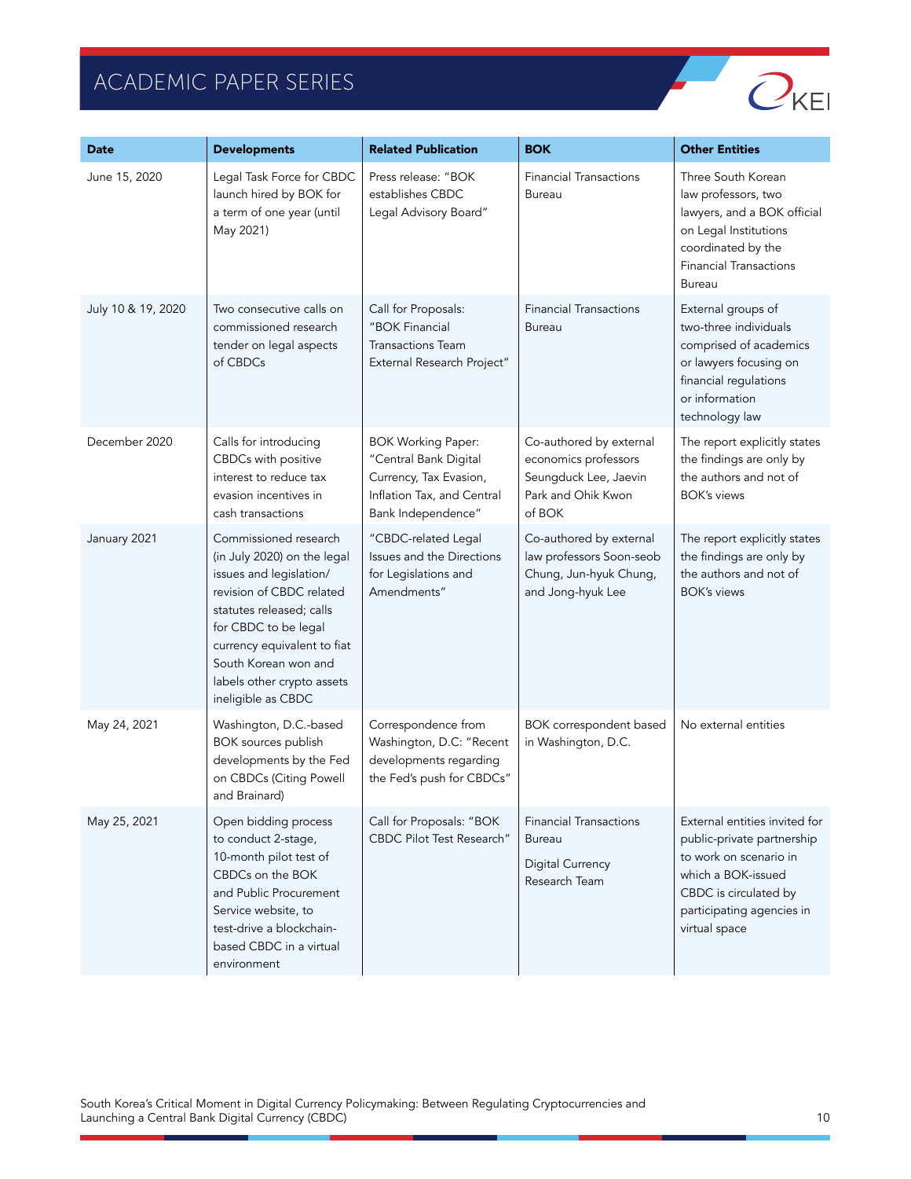| Date | Developments | Related Publication | BOK | Other Entities |
|---|---|---|---|---|
| June 15, 2020 | Legal Task Force for CBDC launch hired by BOK for a term of one year (until May 2021) | Press release: "BOK establishes CBDC Legal Advisory Board" | Financial Transactions Bureau | Three South Korean law professors, two lawyers, and a BOK official on Legal Institutions coordinated by the Financial Transactions Bureau |
| July 10 & 19, 2020 | Two consecutive calls on commissioned research tender on legal aspects of CBDCs | Call for Proposals: "BOK Financial Transactions Team External Research Project" | Financial Transactions Bureau | External groups of two-three individuals comprised of academics or lawyers focusing on financial regulations or information technology law |
| December 2020 | Calls for introducing CBDCs with positive interest to reduce tax evasion incentives in cash transactions | BOK Working Paper: "Central Bank Digital Currency, Tax Evasion, Inflation Tax, and Central Bank Independence" | Co-authored by external economics professors Seungduck Lee, Jaevin Park and Ohik Kwon of BOK | The report explicitly states the findings are only by the authors and not of BOK's views |
| January 2021 | Commissioned research (in July 2020) on the legal issues and legislation/ revision of CBDC related statutes released; calls for CBDC to be legal currency equivalent to fiat South Korean won and labels other crypto assets ineligible as CBDC | "CBDC-related Legal Issues and the Directions for Legislations and Amendments" | Co-authored by external law professors Soon-seob Chung, Jun-hyuk Chung, and Jong-hyuk Lee | The report explicitly states the findings are only by the authors and not of BOK's views |
| May 24, 2021 | Washington, D.C.-based BOK sources publish developments by the Fed on CBDCs (Citing Powell and Brainard) | Correspondence from Washington, D.C: "Recent developments regarding the Fed's push for CBDCs" | BOK correspondent based in Washington, D.C. | No external entities |
| May 25, 2021 | Open bidding process to conduct 2-stage, 10-month pilot test of CBDCs on the BOK and Public Procurement Service website, to test-drive a blockchain-based CBDC in a virtual environment | Call for Proposals: "BOK CBDC Pilot Test Research" | Financial Transactions Bureau<br><br>Digital Currency Research Team | External entities invited for public-private partnership to work on scenario in which a BOK-issued CBDC is circulated by participating agencies in virtual space |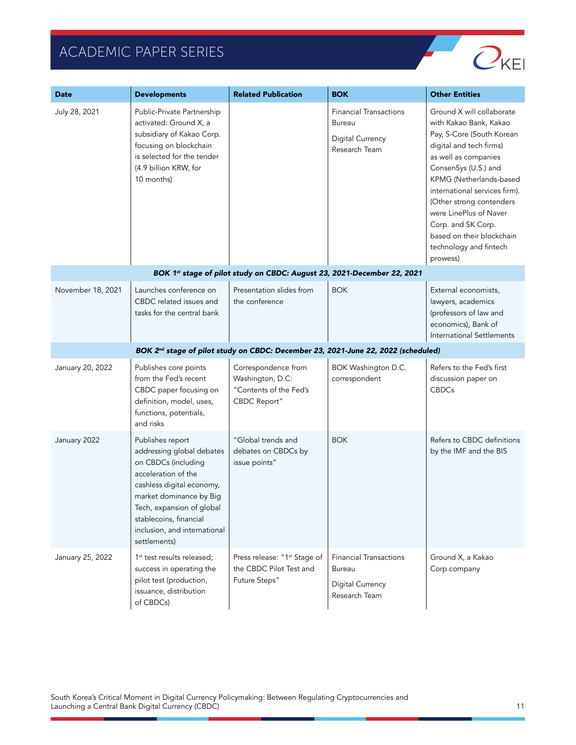| Date | Developments | Related Publication | BOK | Other Entities |
|---|---|---|---|---|
| July 28, 2021 | Public-Private Partnership activated: Ground X, a subsidiary of Kakao Corp. focusing on blockchain is selected for the tender (4.9 billion KRW, for 10 months) | | Financial Transactions Bureau<br>Digital Currency Research Team | Ground X will collaborate with Kakao Bank, Kakao Pay, S-Core (South Korean digital and tech firms) as well as companies ConsenSys (U.S.) and KPMG (Netherlands-based international services firm). (Other strong contenders were LinePlus of Naver Corp. and SK Corp. based on their blockchain technology and fintech prowess) |
| ***BOK 1st stage of pilot study on CBDC: August 23, 2021-December 22, 2021*** | | | | |
| November 18, 2021 | Launches conference on CBDC related issues and tasks for the central bank | Presentation slides from the conference | BOK | External economists, lawyers, academics (professors of law and economics), Bank of International Settlements |
| ***BOK 2nd stage of pilot study on CBDC: December 23, 2021-June 22, 2022 (scheduled)*** | | | | |
| January 20, 2022 | Publishes core points from the Fed's recent CBDC paper focusing on definition, model, uses, functions, potentials, and risks | Correspondence from Washington, D.C: "Contents of the Fed's CBDC Report" | BOK Washington D.C. correspondent | Refers to the Fed's first discussion paper on CBDCs |
| January 2022 | Publishes report addressing global debates on CBDCs (including acceleration of the cashless digital economy, market dominance by Big Tech, expansion of global stablecoins, financial inclusion, and international settlements) | "Global trends and debates on CBDCs by issue points" | BOK | Refers to CBDC definitions by the IMF and the BIS |
| January 25, 2022 | 1st test results released; success in operating the pilot test (production, issuance, distribution of CBDCs) | Press release: "1st Stage of the CBDC Pilot Test and Future Steps" | Financial Transactions Bureau<br>Digital Currency Research Team | Ground X, a Kakao Corp.company |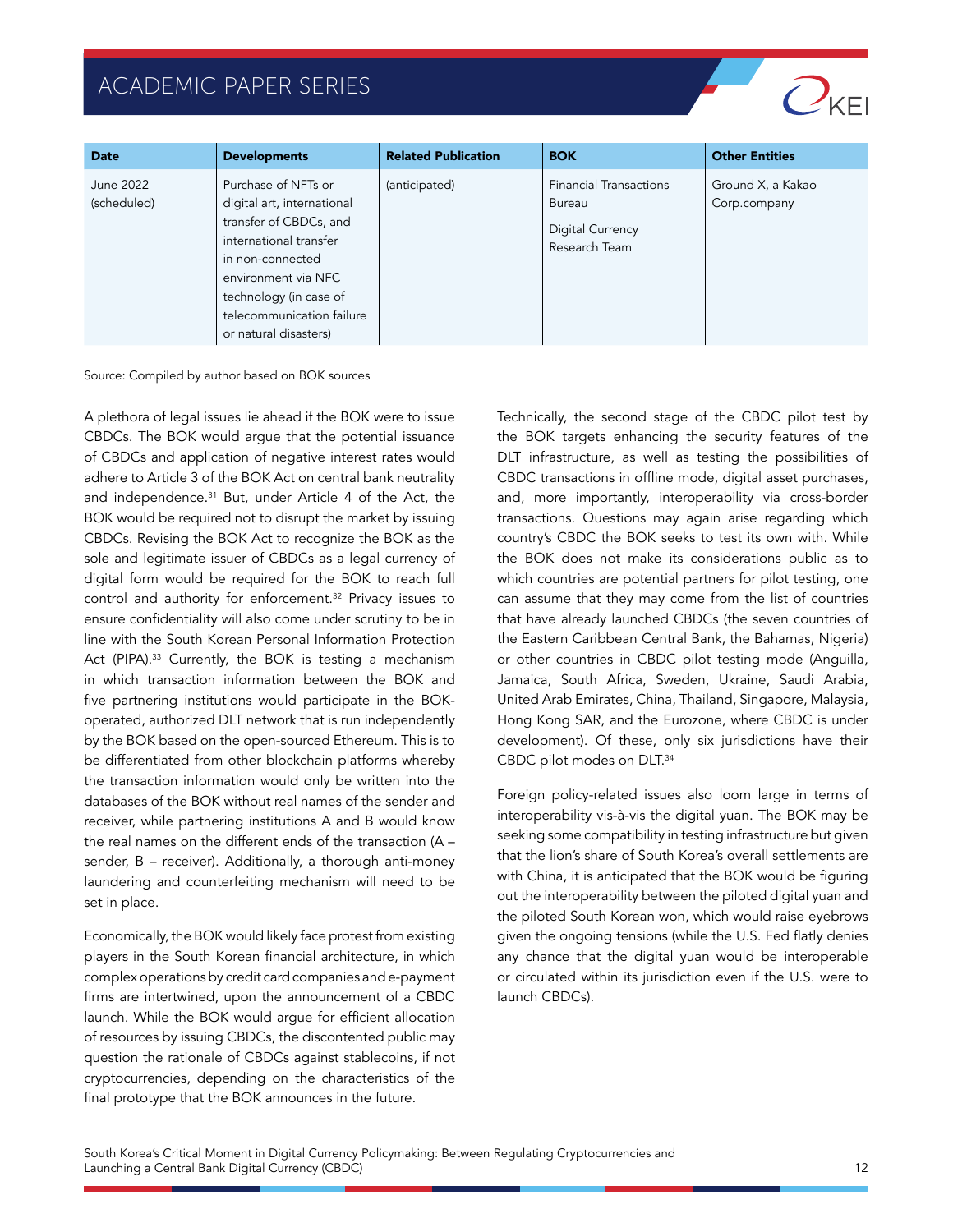| Date | Developments | Related Publication | BOK | Other Entities |
|---|---|---|---|---|
| June 2022 (scheduled) | Purchase of NFTs or digital art, international transfer of CBDCs, and international transfer in non-connected environment via NFC technology (in case of telecommunication failure or natural disasters) | (anticipated) | Financial Transactions Bureau<br><br>Digital Currency Research Team | Ground X, a Kakao Corp.company |

Source: Compiled by author based on BOK sources

A plethora of legal issues lie ahead if the BOK were to issue CBDCs. The BOK would argue that the potential issuance of CBDCs and application of negative interest rates would adhere to Article 3 of the BOK Act on central bank neutrality and independence.[31] But, under Article 4 of the Act, the BOK would be required not to disrupt the market by issuing CBDCs. Revising the BOK Act to recognize the BOK as the sole and legitimate issuer of CBDCs as a legal currency of digital form would be required for the BOK to reach full control and authority for enforcement.[32] Privacy issues to ensure confidentiality will also come under scrutiny to be in line with the South Korean Personal Information Protection Act (PIPA).[33] Currently, the BOK is testing a mechanism in which transaction information between the BOK and five partnering institutions would participate in the BOK-operated, authorized DLT network that is run independently by the BOK based on the open-sourced Ethereum. This is to be differentiated from other blockchain platforms whereby the transaction information would only be written into the databases of the BOK without real names of the sender and receiver, while partnering institutions A and B would know the real names on the different ends of the transaction (A – sender, B – receiver). Additionally, a thorough anti-money laundering and counterfeiting mechanism will need to be set in place.

Economically, the BOK would likely face protest from existing players in the South Korean financial architecture, in which complex operations by credit card companies and e-payment firms are intertwined, upon the announcement of a CBDC launch. While the BOK would argue for efficient allocation of resources by issuing CBDCs, the discontented public may question the rationale of CBDCs against stablecoins, if not cryptocurrencies, depending on the characteristics of the final prototype that the BOK announces in the future.

Technically, the second stage of the CBDC pilot test by the BOK targets enhancing the security features of the DLT infrastructure, as well as testing the possibilities of CBDC transactions in offline mode, digital asset purchases, and, more importantly, interoperability via cross-border transactions. Questions may again arise regarding which country's CBDC the BOK seeks to test its own with. While the BOK does not make its considerations public as to which countries are potential partners for pilot testing, one can assume that they may come from the list of countries that have already launched CBDCs (the seven countries of the Eastern Caribbean Central Bank, the Bahamas, Nigeria) or other countries in CBDC pilot testing mode (Anguilla, Jamaica, South Africa, Sweden, Ukraine, Saudi Arabia, United Arab Emirates, China, Thailand, Singapore, Malaysia, Hong Kong SAR, and the Eurozone, where CBDC is under development). Of these, only six jurisdictions have their CBDC pilot modes on DLT.[34]

Foreign policy-related issues also loom large in terms of interoperability vis-à-vis the digital yuan. The BOK may be seeking some compatibility in testing infrastructure but given that the lion's share of South Korea's overall settlements are with China, it is anticipated that the BOK would be figuring out the interoperability between the piloted digital yuan and the piloted South Korean won, which would raise eyebrows given the ongoing tensions (while the U.S. Fed flatly denies any chance that the digital yuan would be interoperable or circulated within its jurisdiction even if the U.S. were to launch CBDCs).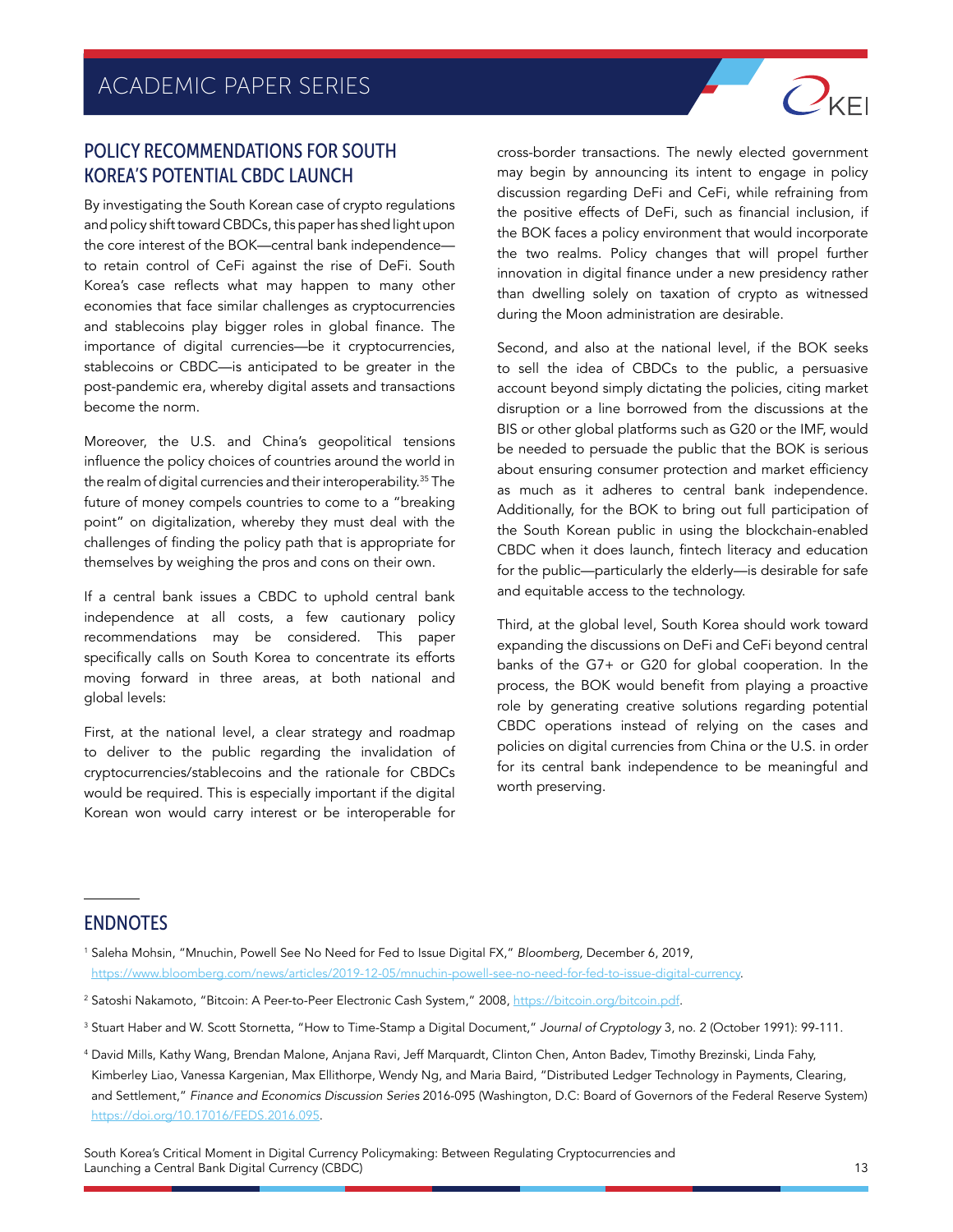## POLICY RECOMMENDATIONS FOR SOUTH KOREA'S POTENTIAL CBDC LAUNCH

By investigating the South Korean case of crypto regulations and policy shift toward CBDCs, this paper has shed light upon the core interest of the BOK—central bank independence—to retain control of CeFi against the rise of DeFi. South Korea's case reflects what may happen to many other economies that face similar challenges as cryptocurrencies and stablecoins play bigger roles in global finance. The importance of digital currencies—be it cryptocurrencies, stablecoins or CBDC—is anticipated to be greater in the post-pandemic era, whereby digital assets and transactions become the norm.

Moreover, the U.S. and China's geopolitical tensions influence the policy choices of countries around the world in the realm of digital currencies and their interoperability.[35] The future of money compels countries to come to a "breaking point" on digitalization, whereby they must deal with the challenges of finding the policy path that is appropriate for themselves by weighing the pros and cons on their own.

If a central bank issues a CBDC to uphold central bank independence at all costs, a few cautionary policy recommendations may be considered. This paper specifically calls on South Korea to concentrate its efforts moving forward in three areas, at both national and global levels:

First, at the national level, a clear strategy and roadmap to deliver to the public regarding the invalidation of cryptocurrencies/stablecoins and the rationale for CBDCs would be required. This is especially important if the digital Korean won would carry interest or be interoperable for cross-border transactions. The newly elected government may begin by announcing its intent to engage in policy discussion regarding DeFi and CeFi, while refraining from the positive effects of DeFi, such as financial inclusion, if the BOK faces a policy environment that would incorporate the two realms. Policy changes that will propel further innovation in digital finance under a new presidency rather than dwelling solely on taxation of crypto as witnessed during the Moon administration are desirable.

Second, and also at the national level, if the BOK seeks to sell the idea of CBDCs to the public, a persuasive account beyond simply dictating the policies, citing market disruption or a line borrowed from the discussions at the BIS or other global platforms such as G20 or the IMF, would be needed to persuade the public that the BOK is serious about ensuring consumer protection and market efficiency as much as it adheres to central bank independence. Additionally, for the BOK to bring out full participation of the South Korean public in using the blockchain-enabled CBDC when it does launch, fintech literacy and education for the public—particularly the elderly—is desirable for safe and equitable access to the technology.

Third, at the global level, South Korea should work toward expanding the discussions on DeFi and CeFi beyond central banks of the G7+ or G20 for global cooperation. In the process, the BOK would benefit from playing a proactive role by generating creative solutions regarding potential CBDC operations instead of relying on the cases and policies on digital currencies from China or the U.S. in order for its central bank independence to be meaningful and worth preserving.

## ENDNOTES

[1] Saleha Mohsin, "Mnuchin, Powell See No Need for Fed to Issue Digital FX," *Bloomberg,* December 6, 2019, https://www.bloomberg.com/news/articles/2019-12-05/mnuchin-powell-see-no-need-for-fed-to-issue-digital-currency.

[2] Satoshi Nakamoto, "Bitcoin: A Peer-to-Peer Electronic Cash System," 2008, https://bitcoin.org/bitcoin.pdf.

[3] Stuart Haber and W. Scott Stornetta, "How to Time-Stamp a Digital Document," *Journal of Cryptology* 3, no. 2 (October 1991): 99-111.

[4] David Mills, Kathy Wang, Brendan Malone, Anjana Ravi, Jeff Marquardt, Clinton Chen, Anton Badev, Timothy Brezinski, Linda Fahy, Kimberley Liao, Vanessa Kargenian, Max Ellithorpe, Wendy Ng, and Maria Baird, "Distributed Ledger Technology in Payments, Clearing, and Settlement," *Finance and Economics Discussion Series* 2016-095 (Washington, D.C: Board of Governors of the Federal Reserve System) https://doi.org/10.17016/FEDS.2016.095.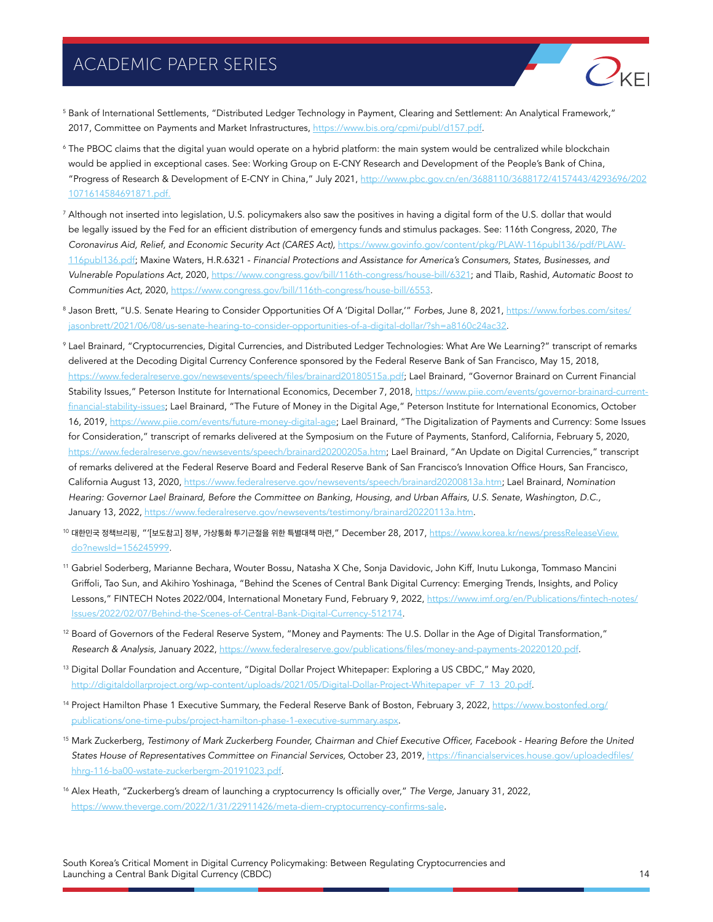[5] Bank of International Settlements, "Distributed Ledger Technology in Payment, Clearing and Settlement: An Analytical Framework," 2017, Committee on Payments and Market Infrastructures, https://www.bis.org/cpmi/publ/d157.pdf.

[6] The PBOC claims that the digital yuan would operate on a hybrid platform: the main system would be centralized while blockchain would be applied in exceptional cases. See: Working Group on E-CNY Research and Development of the People's Bank of China, "Progress of Research & Development of E-CNY in China," July 2021, http://www.pbc.gov.cn/en/3688110/3688172/4157443/4293696/2021071614584691871.pdf.

[7] Although not inserted into legislation, U.S. policymakers also saw the positives in having a digital form of the U.S. dollar that would be legally issued by the Fed for an efficient distribution of emergency funds and stimulus packages. See: 116th Congress, 2020, *The Coronavirus Aid, Relief, and Economic Security Act (CARES Act)*, https://www.govinfo.gov/content/pkg/PLAW-116publ136/pdf/PLAW-116publ136.pdf; Maxine Waters, H.R.6321 - *Financial Protections and Assistance for America's Consumers, States, Businesses, and Vulnerable Populations Act,* 2020, https://www.congress.gov/bill/116th-congress/house-bill/6321; and Tlaib, Rashid, *Automatic Boost to Communities Act,* 2020, https://www.congress.gov/bill/116th-congress/house-bill/6553.

[8] Jason Brett, "U.S. Senate Hearing to Consider Opportunities Of A 'Digital Dollar,'" *Forbes,* June 8, 2021, https://www.forbes.com/sites/jasonbrett/2021/06/08/us-senate-hearing-to-consider-opportunities-of-a-digital-dollar/?sh=a8160c24ac32.

[9] Lael Brainard, "Cryptocurrencies, Digital Currencies, and Distributed Ledger Technologies: What Are We Learning?" transcript of remarks delivered at the Decoding Digital Currency Conference sponsored by the Federal Reserve Bank of San Francisco, May 15, 2018, https://www.federalreserve.gov/newsevents/speech/files/brainard20180515a.pdf; Lael Brainard, "Governor Brainard on Current Financial Stability Issues," Peterson Institute for International Economics, December 7, 2018, https://www.piie.com/events/governor-brainard-current-financial-stability-issues; Lael Brainard, "The Future of Money in the Digital Age," Peterson Institute for International Economics, October 16, 2019, https://www.piie.com/events/future-money-digital-age; Lael Brainard, "The Digitalization of Payments and Currency: Some Issues for Consideration," transcript of remarks delivered at the Symposium on the Future of Payments, Stanford, California, February 5, 2020, https://www.federalreserve.gov/newsevents/speech/brainard20200205a.htm; Lael Brainard, "An Update on Digital Currencies," transcript of remarks delivered at the Federal Reserve Board and Federal Reserve Bank of San Francisco's Innovation Office Hours, San Francisco, California August 13, 2020, https://www.federalreserve.gov/newsevents/speech/brainard20200813a.htm; Lael Brainard, *Nomination Hearing: Governor Lael Brainard, Before the Committee on Banking, Housing, and Urban Affairs, U.S. Senate, Washington, D.C.,* January 13, 2022, https://www.federalreserve.gov/newsevents/testimony/brainard20220113a.htm.

[10] 대한민국 정책브리핑, "'[보도참고] 정부, 가상통화 투기근절을 위한 특별대책 마련," December 28, 2017, https://www.korea.kr/news/pressReleaseView.do?newsId=156245999.

[11] Gabriel Soderberg, Marianne Bechara, Wouter Bossu, Natasha X Che, Sonja Davidovic, John Kiff, Inutu Lukonga, Tommaso Mancini Griffoli, Tao Sun, and Akihiro Yoshinaga, "Behind the Scenes of Central Bank Digital Currency: Emerging Trends, Insights, and Policy Lessons," FINTECH Notes 2022/004, International Monetary Fund, February 9, 2022, https://www.imf.org/en/Publications/fintech-notes/Issues/2022/02/07/Behind-the-Scenes-of-Central-Bank-Digital-Currency-512174.

[12] Board of Governors of the Federal Reserve System, "Money and Payments: The U.S. Dollar in the Age of Digital Transformation," *Research & Analysis,* January 2022, https://www.federalreserve.gov/publications/files/money-and-payments-20220120.pdf.

[13] Digital Dollar Foundation and Accenture, "Digital Dollar Project Whitepaper: Exploring a US CBDC," May 2020, http://digitaldollarproject.org/wp-content/uploads/2021/05/Digital-Dollar-Project-Whitepaper_vF_7_13_20.pdf.

[14] Project Hamilton Phase 1 Executive Summary, the Federal Reserve Bank of Boston, February 3, 2022, https://www.bostonfed.org/publications/one-time-pubs/project-hamilton-phase-1-executive-summary.aspx.

[15] Mark Zuckerberg, *Testimony of Mark Zuckerberg Founder, Chairman and Chief Executive Officer, Facebook - Hearing Before the United States House of Representatives Committee on Financial Services,* October 23, 2019, https://financialservices.house.gov/uploadedfiles/hhrg-116-ba00-wstate-zuckerbergm-20191023.pdf.

[16] Alex Heath, "Zuckerberg's dream of launching a cryptocurrency Is officially over," *The Verge,* January 31, 2022, https://www.theverge.com/2022/1/31/22911426/meta-diem-cryptocurrency-confirms-sale.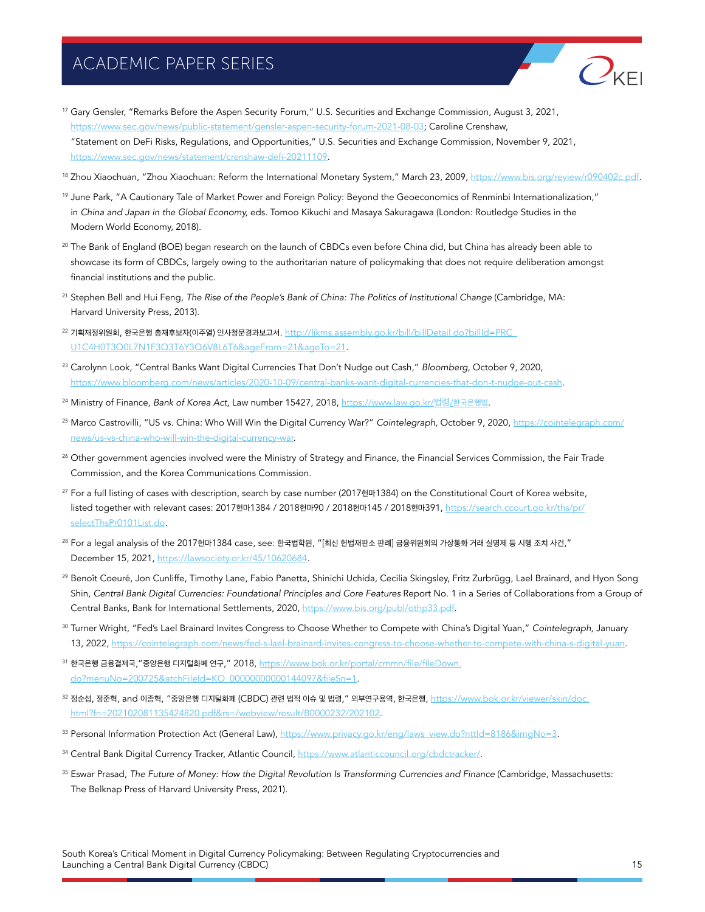[17] Gary Gensler, "Remarks Before the Aspen Security Forum," U.S. Securities and Exchange Commission, August 3, 2021, https://www.sec.gov/news/public-statement/gensler-aspen-security-forum-2021-08-03; Caroline Crenshaw, "Statement on DeFi Risks, Regulations, and Opportunities," U.S. Securities and Exchange Commission, November 9, 2021, https://www.sec.gov/news/statement/crenshaw-defi-20211109.

[18] Zhou Xiaochuan, "Zhou Xiaochuan: Reform the International Monetary System," March 23, 2009, https://www.bis.org/review/r090402c.pdf.

[19] June Park, "A Cautionary Tale of Market Power and Foreign Policy: Beyond the Geoeconomics of Renminbi Internationalization," in *China and Japan in the Global Economy,* eds. Tomoo Kikuchi and Masaya Sakuragawa (London: Routledge Studies in the Modern World Economy, 2018).

[20] The Bank of England (BOE) began research on the launch of CBDCs even before China did, but China has already been able to showcase its form of CBDCs, largely owing to the authoritarian nature of policymaking that does not require deliberation amongst financial institutions and the public.

[21] Stephen Bell and Hui Feng, *The Rise of the People's Bank of China: The Politics of Institutional Change* (Cambridge, MA: Harvard University Press, 2013).

[22] 기획재정위원회, 한국은행 총재후보자(이주열) 인사청문경과보고서. http://likms.assembly.go.kr/bill/billDetail.do?billId=PRC_U1C4H0T3Q0L7N1F3Q3T6Y3Q6V8L6T6&ageFrom=21&ageTo=21.

[23] Carolynn Look, "Central Banks Want Digital Currencies That Don't Nudge out Cash," *Bloomberg,* October 9, 2020, https://www.bloomberg.com/news/articles/2020-10-09/central-banks-want-digital-currencies-that-don-t-nudge-out-cash.

[24] Ministry of Finance, *Bank of Korea Act,* Law number 15427, 2018, https://www.law.go.kr/법령/한국은행법.

[25] Marco Castrovilli, "US vs. China: Who Will Win the Digital Currency War?" *Cointelegraph,* October 9, 2020, https://cointelegraph.com/news/us-vs-china-who-will-win-the-digital-currency-war.

[26] Other government agencies involved were the Ministry of Strategy and Finance, the Financial Services Commission, the Fair Trade Commission, and the Korea Communications Commission.

[27] For a full listing of cases with description, search by case number (2017헌마1384) on the Constitutional Court of Korea website, listed together with relevant cases: 2017헌마1384 / 2018헌마90 / 2018헌마145 / 2018헌마391, https://search.ccourt.go.kr/ths/pr/selectThsPr0101List.do.

[28] For a legal analysis of the 2017헌마1384 case, see: 한국법학원, "[최신 헌법재판소 판례] 금융위원회의 가상통화 거래 실명제 등 시행 조치 사건," December 15, 2021, https://lawsociety.or.kr/45/10620684.

[29] Benoît Coeuré, Jon Cunliffe, Timothy Lane, Fabio Panetta, Shinichi Uchida, Cecilia Skingsley, Fritz Zurbrügg, Lael Brainard, and Hyon Song Shin, *Central Bank Digital Currencies: Foundational Principles and Core Features* Report No. 1 in a Series of Collaborations from a Group of Central Banks, Bank for International Settlements, 2020, https://www.bis.org/publ/othp33.pdf.

[30] Turner Wright, "Fed's Lael Brainard Invites Congress to Choose Whether to Compete with China's Digital Yuan," *Cointelegraph,* January 13, 2022, https://cointelegraph.com/news/fed-s-lael-brainard-invites-congress-to-choose-whether-to-compete-with-china-s-digital-yuan.

[31] 한국은행 금융결제국,"중앙은행 디지털화폐 연구," 2018, https://www.bok.or.kr/portal/cmmn/file/fileDown.do?menuNo=200725&atchFileId=KO_00000000000144097&fileSn=1.

[32] 정순섭, 정준혁, and 이종혁, "중앙은행 디지털화폐 (CBDC) 관련 법적 이슈 및 법령," 외부연구용역, 한국은행, https://www.bok.or.kr/viewer/skin/doc.html?fn=202102081135424820.pdf&rs=/webview/result/B0000232/202102.

[33] Personal Information Protection Act (General Law), https://www.privacy.go.kr/eng/laws_view.do?nttId=8186&imgNo=3.

[34] Central Bank Digital Currency Tracker, Atlantic Council, https://www.atlanticcouncil.org/cbdctracker/.

[35] Eswar Prasad, *The Future of Money: How the Digital Revolution Is Transforming Currencies and Finance* (Cambridge, Massachusetts: The Belknap Press of Harvard University Press, 2021).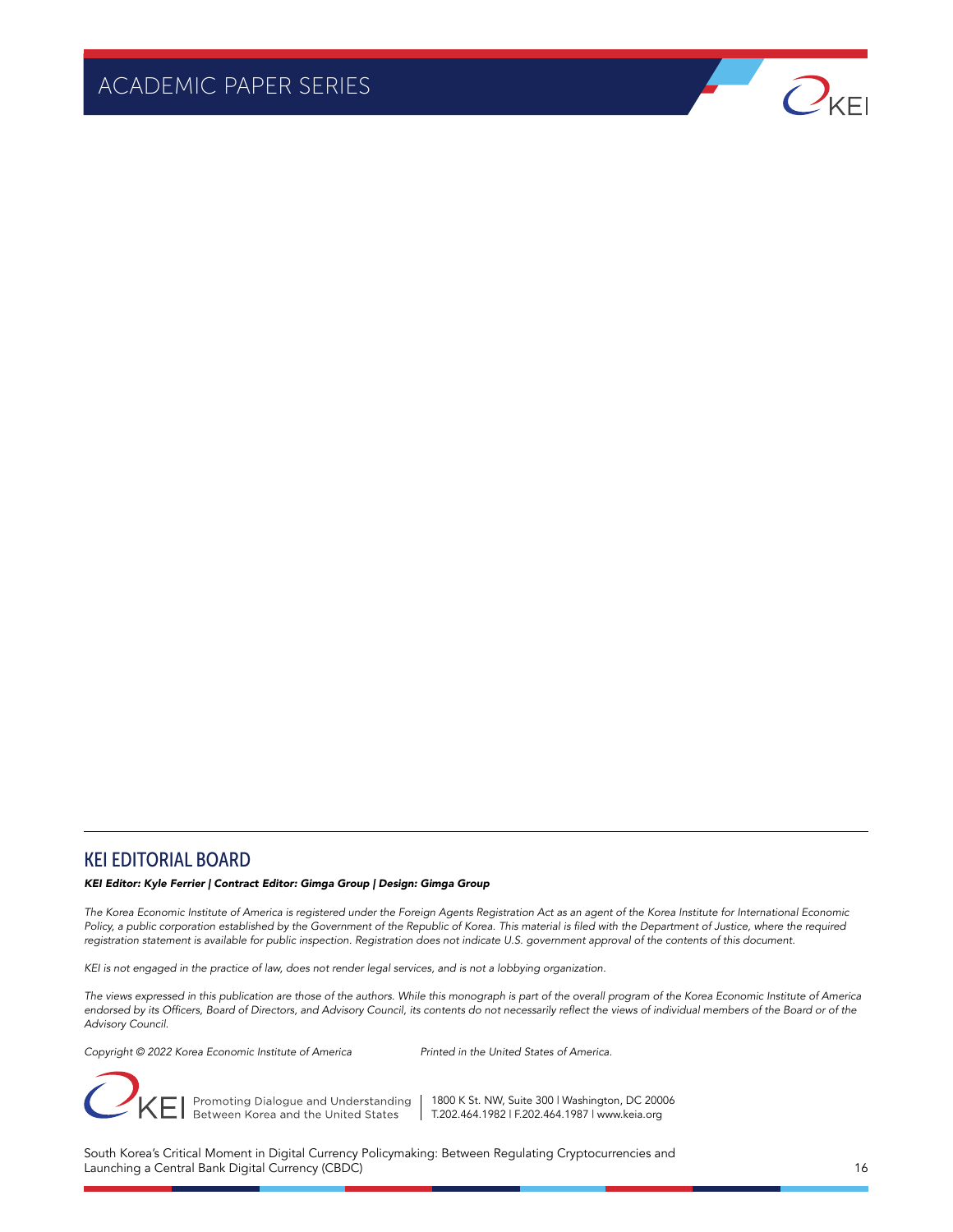## KEI EDITORIAL BOARD

***KEI Editor: Kyle Ferrier | Contract Editor: Gimga Group | Design: Gimga Group***

*The Korea Economic Institute of America is registered under the Foreign Agents Registration Act as an agent of the Korea Institute for International Economic Policy, a public corporation established by the Government of the Republic of Korea. This material is filed with the Department of Justice, where the required registration statement is available for public inspection. Registration does not indicate U.S. government approval of the contents of this document.*

*KEI is not engaged in the practice of law, does not render legal services, and is not a lobbying organization.*

*The views expressed in this publication are those of the authors. While this monograph is part of the overall program of the Korea Economic Institute of America endorsed by its Officers, Board of Directors, and Advisory Council, its contents do not necessarily reflect the views of individual members of the Board or of the Advisory Council.*

*Copyright © 2022 Korea Economic Institute of America*

*Printed in the United States of America.*

KEI Promoting Dialogue and Understanding Between Korea and the United States

1800 K St. NW, Suite 300 | Washington, DC 20006
T.202.464.1982 | F.202.464.1987 | www.keia.org